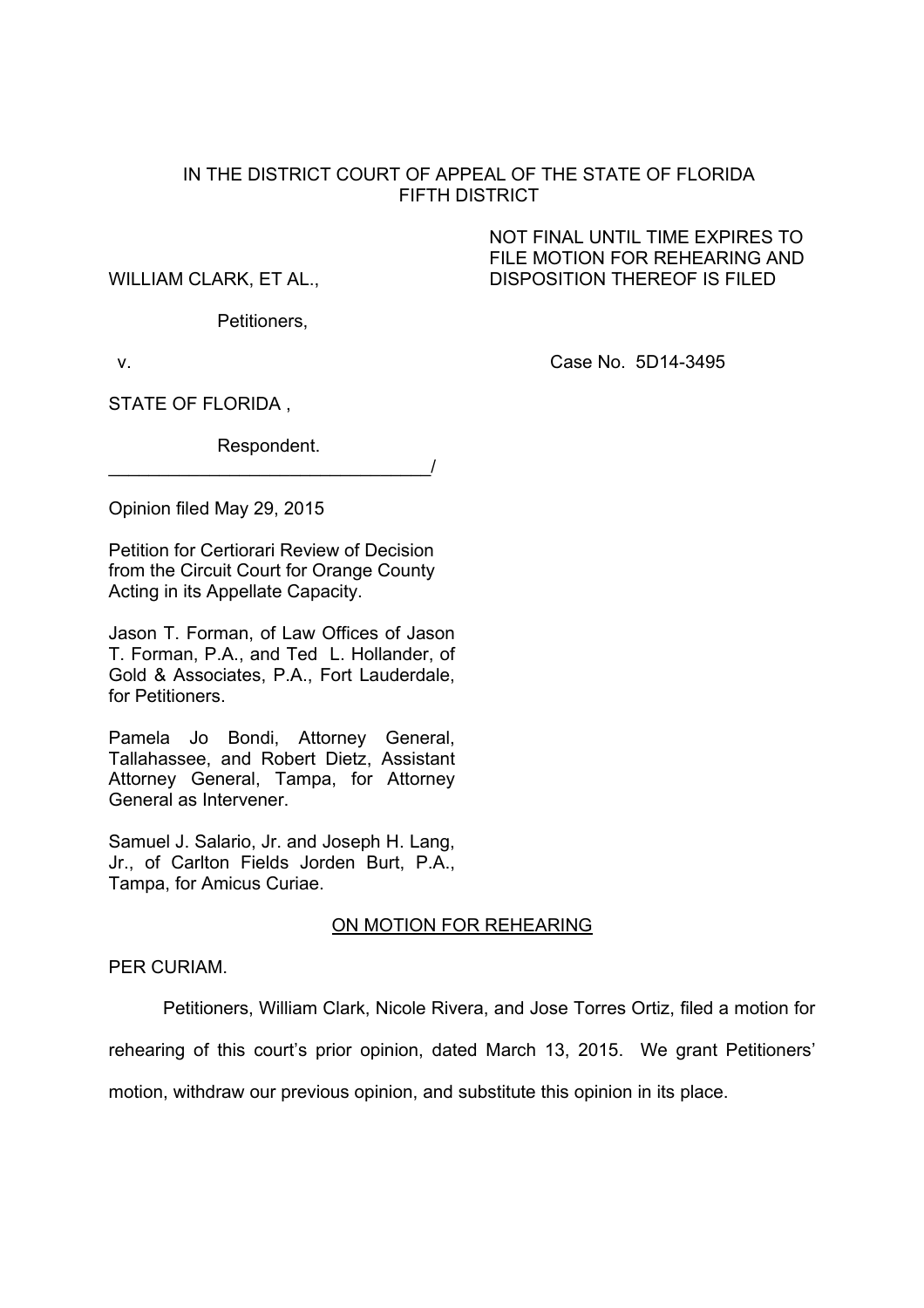IN THE DISTRICT COURT OF APPEAL OF THE STATE OF FLORIDA
FIFTH DISTRICT

NOT FINAL UNTIL TIME EXPIRES TO FILE MOTION FOR REHEARING AND DISPOSITION THEREOF IS FILED

WILLIAM CLARK, ET AL.,

Petitioners,

v.

Case No. 5D14-3495

STATE OF FLORIDA ,

Respondent.

________________________________/

Opinion filed May 29, 2015

Petition for Certiorari Review of Decision from the Circuit Court for Orange County Acting in its Appellate Capacity.

Jason T. Forman, of Law Offices of Jason T. Forman, P.A., and Ted L. Hollander, of Gold & Associates, P.A., Fort Lauderdale, for Petitioners.

Pamela Jo Bondi, Attorney General, Tallahassee, and Robert Dietz, Assistant Attorney General, Tampa, for Attorney General as Intervener.

Samuel J. Salario, Jr. and Joseph H. Lang, Jr., of Carlton Fields Jorden Burt, P.A., Tampa, for Amicus Curiae.

ON MOTION FOR REHEARING

PER CURIAM.

Petitioners, William Clark, Nicole Rivera, and Jose Torres Ortiz, filed a motion for rehearing of this court's prior opinion, dated March 13, 2015. We grant Petitioners' motion, withdraw our previous opinion, and substitute this opinion in its place.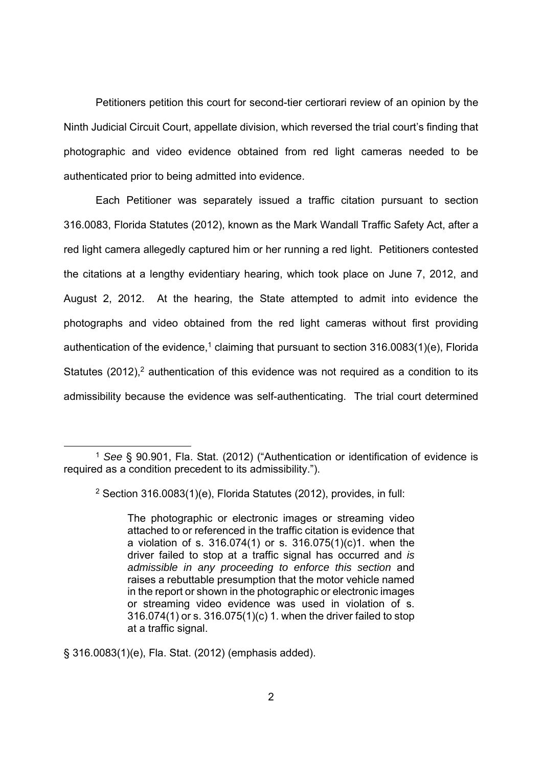Petitioners petition this court for second-tier certiorari review of an opinion by the Ninth Judicial Circuit Court, appellate division, which reversed the trial court's finding that photographic and video evidence obtained from red light cameras needed to be authenticated prior to being admitted into evidence.

Each Petitioner was separately issued a traffic citation pursuant to section 316.0083, Florida Statutes (2012), known as the Mark Wandall Traffic Safety Act, after a red light camera allegedly captured him or her running a red light. Petitioners contested the citations at a lengthy evidentiary hearing, which took place on June 7, 2012, and August 2, 2012. At the hearing, the State attempted to admit into evidence the photographs and video obtained from the red light cameras without first providing authentication of the evidence,[1] claiming that pursuant to section 316.0083(1)(e), Florida Statutes (2012),[2] authentication of this evidence was not required as a condition to its admissibility because the evidence was self-authenticating. The trial court determined

---

[1] *See* § 90.901, Fla. Stat. (2012) ("Authentication or identification of evidence is required as a condition precedent to its admissibility.").

[2] Section 316.0083(1)(e), Florida Statutes (2012), provides, in full:

> The photographic or electronic images or streaming video attached to or referenced in the traffic citation is evidence that a violation of s. 316.074(1) or s. 316.075(1)(c)1. when the driver failed to stop at a traffic signal has occurred and *is admissible in any proceeding to enforce this section* and raises a rebuttable presumption that the motor vehicle named in the report or shown in the photographic or electronic images or streaming video evidence was used in violation of s. 316.074(1) or s. 316.075(1)(c) 1. when the driver failed to stop at a traffic signal.

§ 316.0083(1)(e), Fla. Stat. (2012) (emphasis added).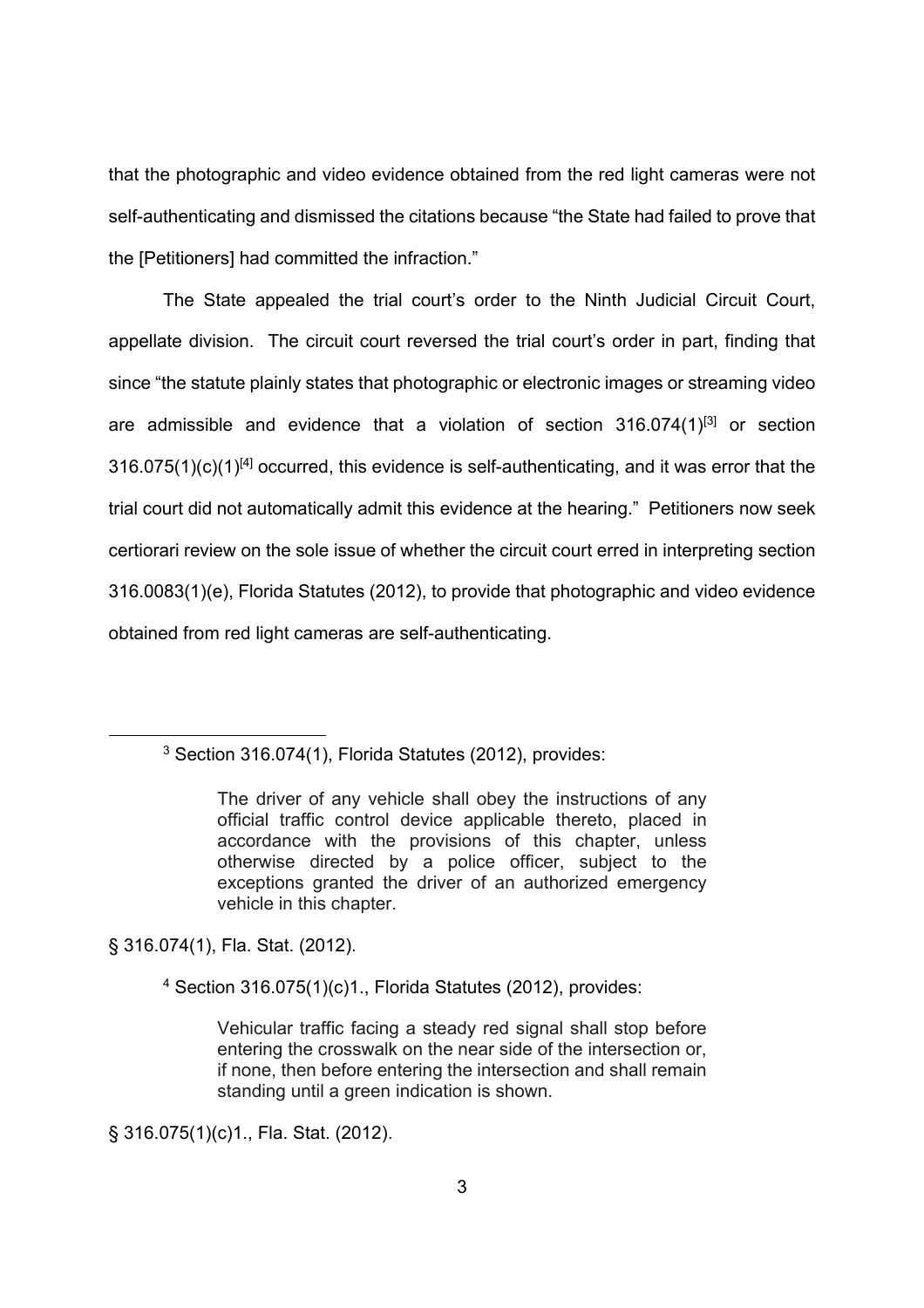that the photographic and video evidence obtained from the red light cameras were not self-authenticating and dismissed the citations because "the State had failed to prove that the [Petitioners] had committed the infraction."

The State appealed the trial court's order to the Ninth Judicial Circuit Court, appellate division. The circuit court reversed the trial court's order in part, finding that since "the statute plainly states that photographic or electronic images or streaming video are admissible and evidence that a violation of section 316.074(1)[3] or section 316.075(1)(c)(1)[4] occurred, this evidence is self-authenticating, and it was error that the trial court did not automatically admit this evidence at the hearing." Petitioners now seek certiorari review on the sole issue of whether the circuit court erred in interpreting section 316.0083(1)(e), Florida Statutes (2012), to provide that photographic and video evidence obtained from red light cameras are self-authenticating.

---

[3] Section 316.074(1), Florida Statutes (2012), provides:

> The driver of any vehicle shall obey the instructions of any official traffic control device applicable thereto, placed in accordance with the provisions of this chapter, unless otherwise directed by a police officer, subject to the exceptions granted the driver of an authorized emergency vehicle in this chapter.

§ 316.074(1), Fla. Stat. (2012).

[4] Section 316.075(1)(c)1., Florida Statutes (2012), provides:

> Vehicular traffic facing a steady red signal shall stop before entering the crosswalk on the near side of the intersection or, if none, then before entering the intersection and shall remain standing until a green indication is shown.

§ 316.075(1)(c)1., Fla. Stat. (2012).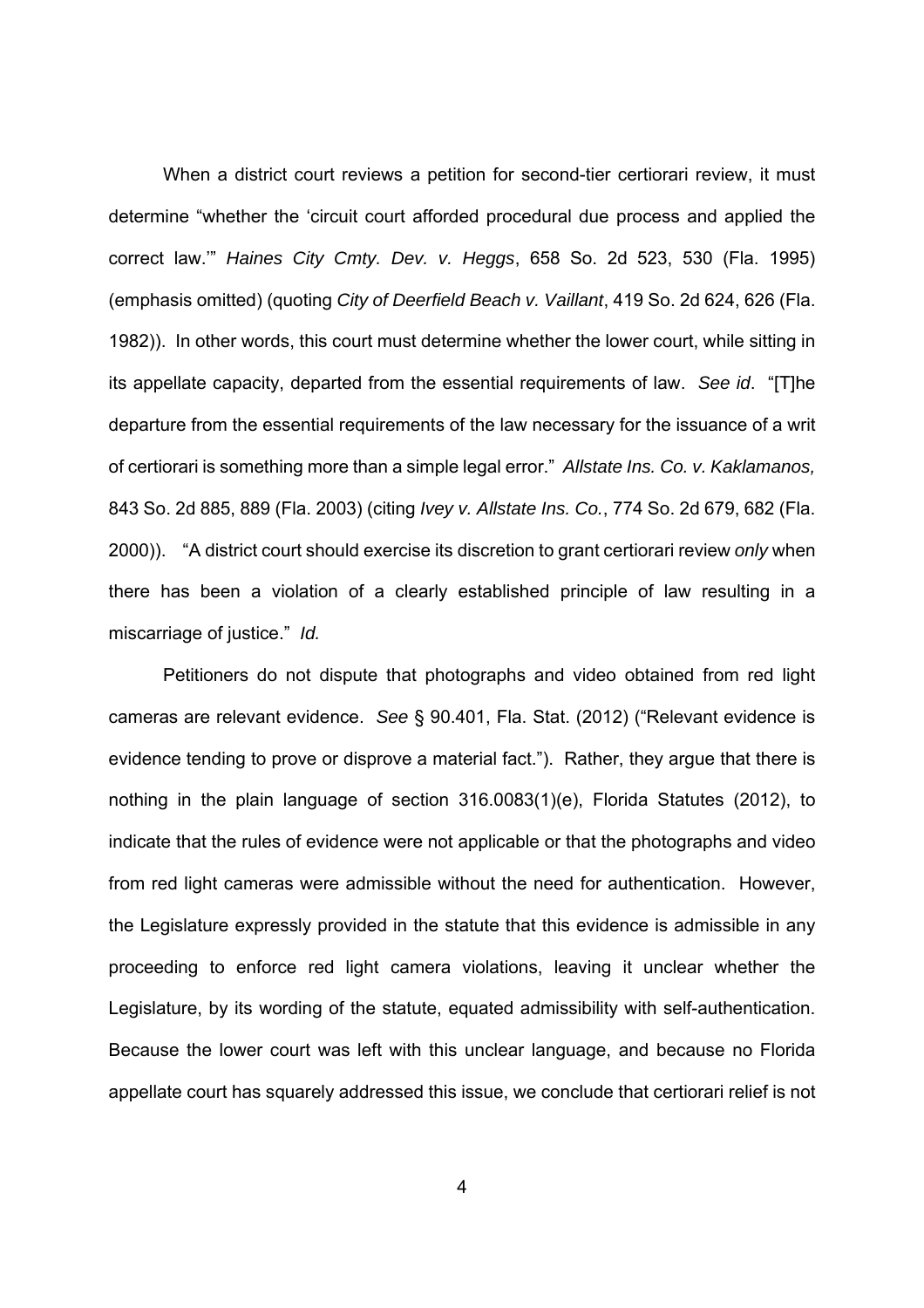When a district court reviews a petition for second-tier certiorari review, it must determine "whether the 'circuit court afforded procedural due process and applied the correct law.'" *Haines City Cmty. Dev. v. Heggs*, 658 So. 2d 523, 530 (Fla. 1995) (emphasis omitted) (quoting *City of Deerfield Beach v. Vaillant*, 419 So. 2d 624, 626 (Fla. 1982)). In other words, this court must determine whether the lower court, while sitting in its appellate capacity, departed from the essential requirements of law. *See id*. "[T]he departure from the essential requirements of the law necessary for the issuance of a writ of certiorari is something more than a simple legal error." *Allstate Ins. Co. v. Kaklamanos,* 843 So. 2d 885, 889 (Fla. 2003) (citing *Ivey v. Allstate Ins. Co.*, 774 So. 2d 679, 682 (Fla. 2000)). "A district court should exercise its discretion to grant certiorari review *only* when there has been a violation of a clearly established principle of law resulting in a miscarriage of justice." *Id.*

Petitioners do not dispute that photographs and video obtained from red light cameras are relevant evidence. *See* § 90.401, Fla. Stat. (2012) ("Relevant evidence is evidence tending to prove or disprove a material fact."). Rather, they argue that there is nothing in the plain language of section 316.0083(1)(e), Florida Statutes (2012), to indicate that the rules of evidence were not applicable or that the photographs and video from red light cameras were admissible without the need for authentication. However, the Legislature expressly provided in the statute that this evidence is admissible in any proceeding to enforce red light camera violations, leaving it unclear whether the Legislature, by its wording of the statute, equated admissibility with self-authentication. Because the lower court was left with this unclear language, and because no Florida appellate court has squarely addressed this issue, we conclude that certiorari relief is not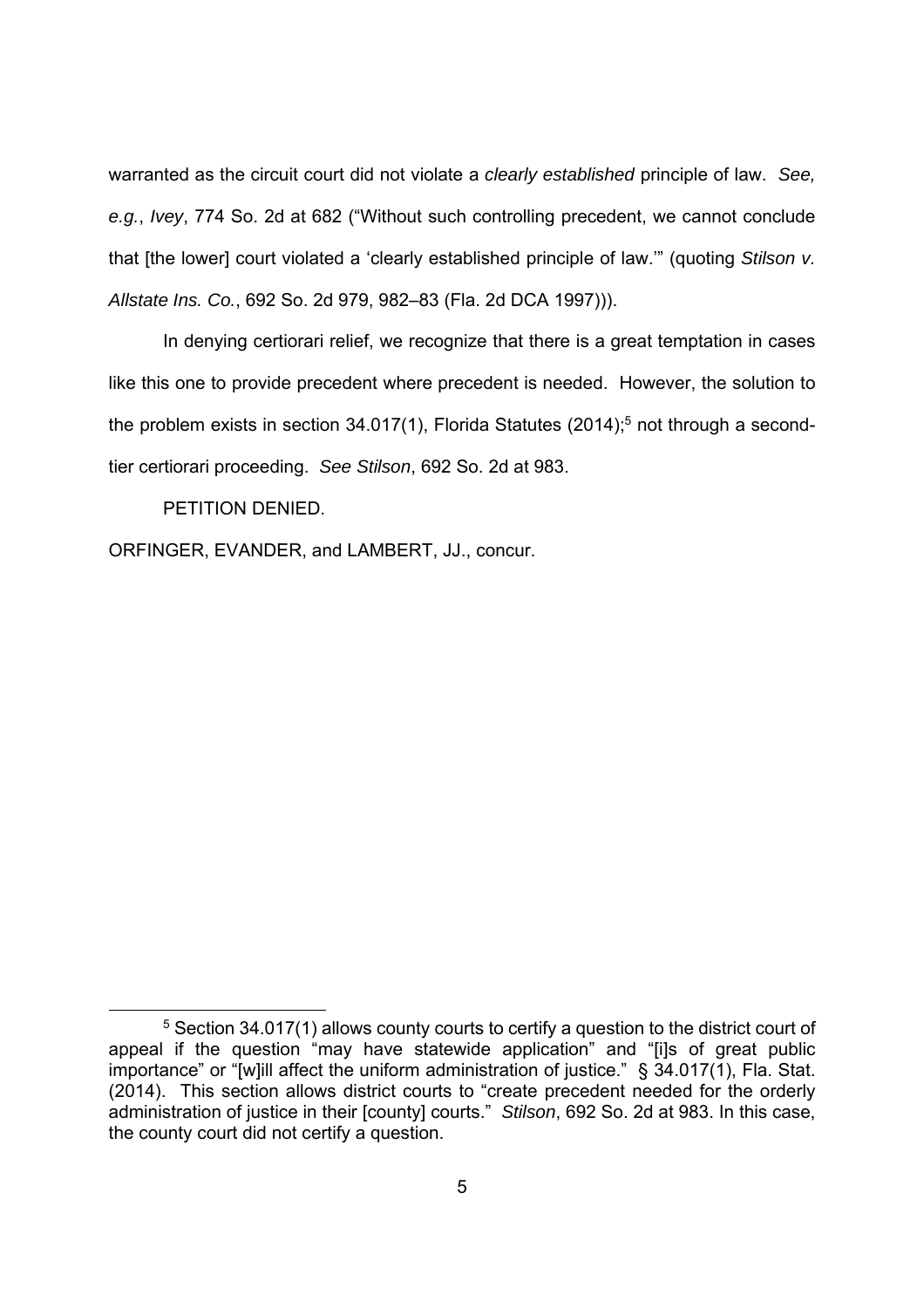warranted as the circuit court did not violate a *clearly established* principle of law. *See, e.g.*, *Ivey*, 774 So. 2d at 682 ("Without such controlling precedent, we cannot conclude that [the lower] court violated a 'clearly established principle of law.'" (quoting *Stilson v. Allstate Ins. Co.*, 692 So. 2d 979, 982–83 (Fla. 2d DCA 1997))).

In denying certiorari relief, we recognize that there is a great temptation in cases like this one to provide precedent where precedent is needed. However, the solution to the problem exists in section 34.017(1), Florida Statutes (2014);[5] not through a second-tier certiorari proceeding. *See Stilson*, 692 So. 2d at 983.

PETITION DENIED.

ORFINGER, EVANDER, and LAMBERT, JJ., concur.

---

[5] Section 34.017(1) allows county courts to certify a question to the district court of appeal if the question "may have statewide application" and "[i]s of great public importance" or "[w]ill affect the uniform administration of justice." § 34.017(1), Fla. Stat. (2014). This section allows district courts to "create precedent needed for the orderly administration of justice in their [county] courts." *Stilson*, 692 So. 2d at 983. In this case, the county court did not certify a question.